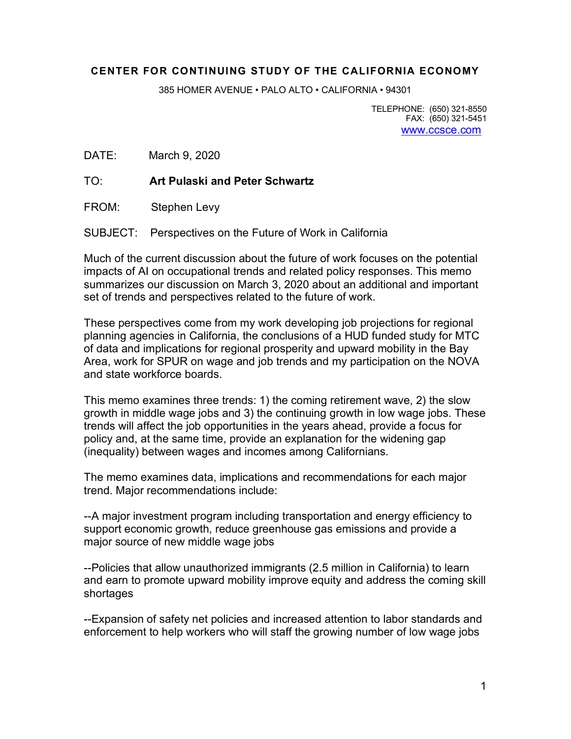**CENTER FOR CONTINUING STUDY OF THE CALIFORNIA ECONOMY**

385 HOMER AVENUE • PALO ALTO • CALIFORNIA • 94301

TELEPHONE: (650) 321-8550
FAX: (650) 321-5451
www.ccsce.com

DATE: March 9, 2020

TO: **Art Pulaski and Peter Schwartz**

FROM: Stephen Levy

SUBJECT: Perspectives on the Future of Work in California

Much of the current discussion about the future of work focuses on the potential impacts of AI on occupational trends and related policy responses. This memo summarizes our discussion on March 3, 2020 about an additional and important set of trends and perspectives related to the future of work.

These perspectives come from my work developing job projections for regional planning agencies in California, the conclusions of a HUD funded study for MTC of data and implications for regional prosperity and upward mobility in the Bay Area, work for SPUR on wage and job trends and my participation on the NOVA and state workforce boards.

This memo examines three trends: 1) the coming retirement wave, 2) the slow growth in middle wage jobs and 3) the continuing growth in low wage jobs. These trends will affect the job opportunities in the years ahead, provide a focus for policy and, at the same time, provide an explanation for the widening gap (inequality) between wages and incomes among Californians.

The memo examines data, implications and recommendations for each major trend. Major recommendations include:

--A major investment program including transportation and energy efficiency to support economic growth, reduce greenhouse gas emissions and provide a major source of new middle wage jobs

--Policies that allow unauthorized immigrants (2.5 million in California) to learn and earn to promote upward mobility improve equity and address the coming skill shortages

--Expansion of safety net policies and increased attention to labor standards and enforcement to help workers who will staff the growing number of low wage jobs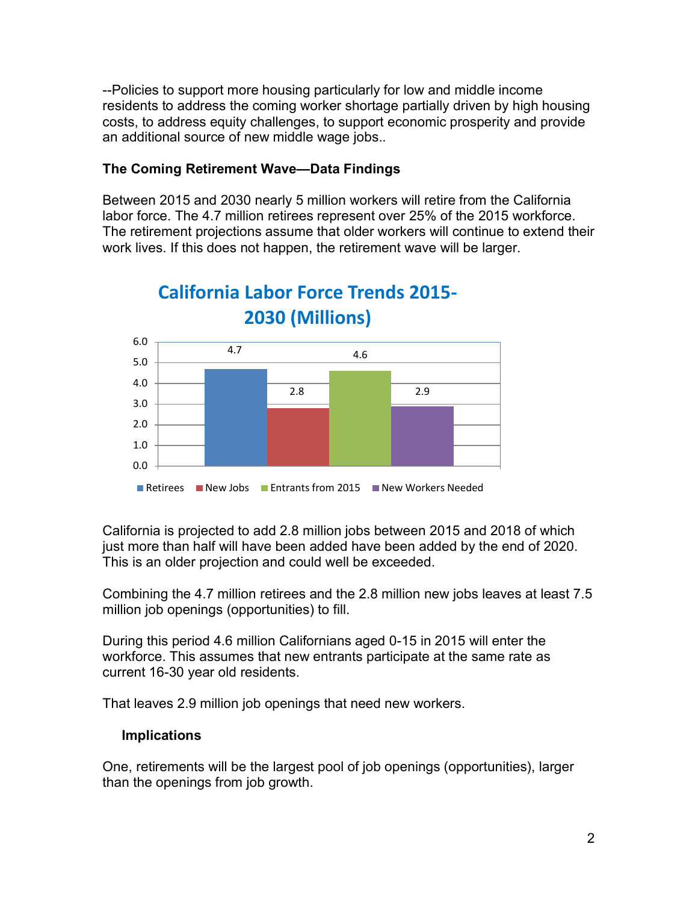--Policies to support more housing particularly for low and middle income residents to address the coming worker shortage partially driven by high housing costs, to address equity challenges, to support economic prosperity and provide an additional source of new middle wage jobs..

**The Coming Retirement Wave—Data Findings**

Between 2015 and 2030 nearly 5 million workers will retire from the California labor force. The 4.7 million retirees represent over 25% of the 2015 workforce. The retirement projections assume that older workers will continue to extend their work lives. If this does not happen, the retirement wave will be larger.

**California Labor Force Trends 2015-2030 (Millions)**

| Retirees | New Jobs | Entrants from 2015 | New Workers Needed |
| --- | --- | --- | --- |
| 4.7 | 2.8 | 4.6 | 2.9 |

California is projected to add 2.8 million jobs between 2015 and 2018 of which just more than half will have been added have been added by the end of 2020. This is an older projection and could well be exceeded.

Combining the 4.7 million retirees and the 2.8 million new jobs leaves at least 7.5 million job openings (opportunities) to fill.

During this period 4.6 million Californians aged 0-15 in 2015 will enter the workforce. This assumes that new entrants participate at the same rate as current 16-30 year old residents.

That leaves 2.9 million job openings that need new workers.

**Implications**

One, retirements will be the largest pool of job openings (opportunities), larger than the openings from job growth.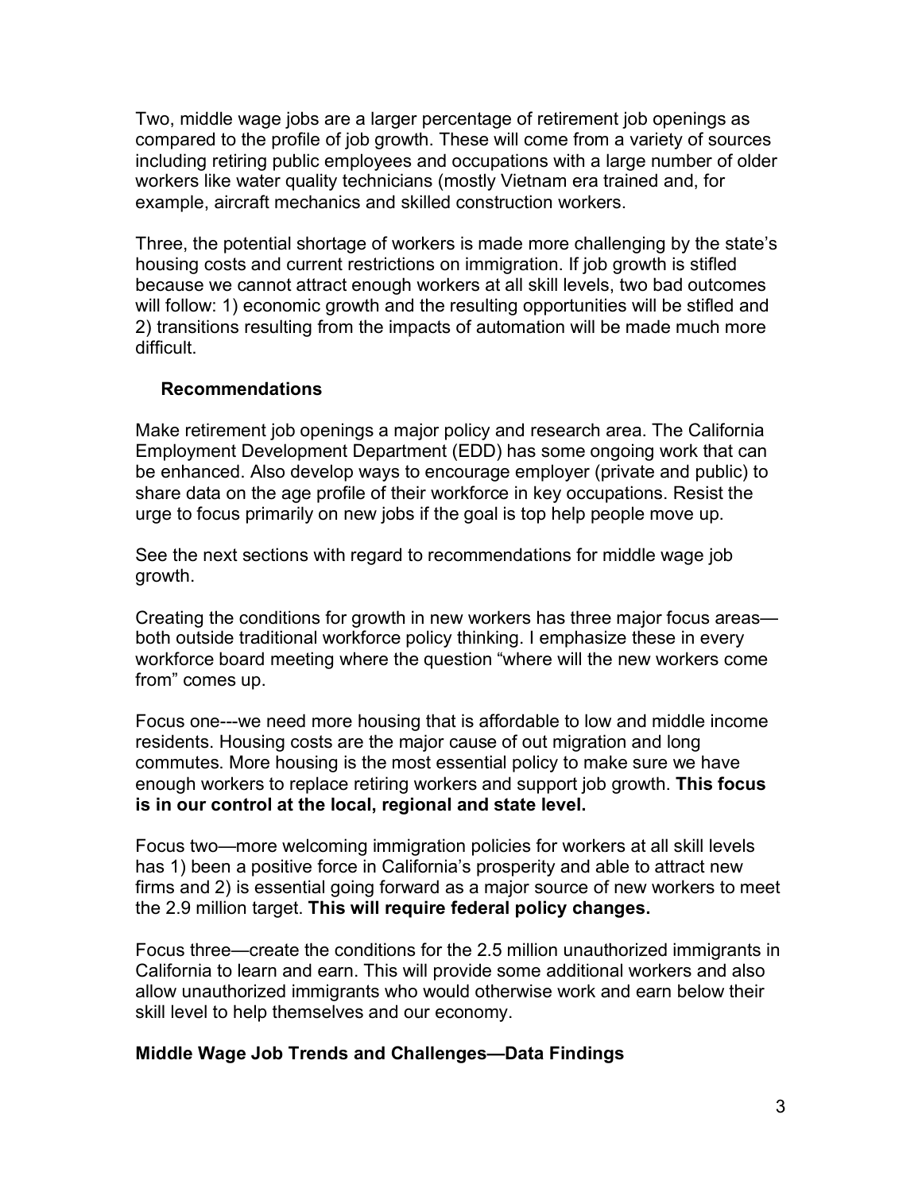Two, middle wage jobs are a larger percentage of retirement job openings as compared to the profile of job growth. These will come from a variety of sources including retiring public employees and occupations with a large number of older workers like water quality technicians (mostly Vietnam era trained and, for example, aircraft mechanics and skilled construction workers.

Three, the potential shortage of workers is made more challenging by the state's housing costs and current restrictions on immigration. If job growth is stifled because we cannot attract enough workers at all skill levels, two bad outcomes will follow: 1) economic growth and the resulting opportunities will be stifled and 2) transitions resulting from the impacts of automation will be made much more difficult.

### Recommendations

Make retirement job openings a major policy and research area. The California Employment Development Department (EDD) has some ongoing work that can be enhanced. Also develop ways to encourage employer (private and public) to share data on the age profile of their workforce in key occupations. Resist the urge to focus primarily on new jobs if the goal is top help people move up.

See the next sections with regard to recommendations for middle wage job growth.

Creating the conditions for growth in new workers has three major focus areas—both outside traditional workforce policy thinking. I emphasize these in every workforce board meeting where the question "where will the new workers come from" comes up.

Focus one---we need more housing that is affordable to low and middle income residents. Housing costs are the major cause of out migration and long commutes. More housing is the most essential policy to make sure we have enough workers to replace retiring workers and support job growth. **This focus is in our control at the local, regional and state level.**

Focus two—more welcoming immigration policies for workers at all skill levels has 1) been a positive force in California's prosperity and able to attract new firms and 2) is essential going forward as a major source of new workers to meet the 2.9 million target. **This will require federal policy changes.**

Focus three—create the conditions for the 2.5 million unauthorized immigrants in California to learn and earn. This will provide some additional workers and also allow unauthorized immigrants who would otherwise work and earn below their skill level to help themselves and our economy.

### Middle Wage Job Trends and Challenges—Data Findings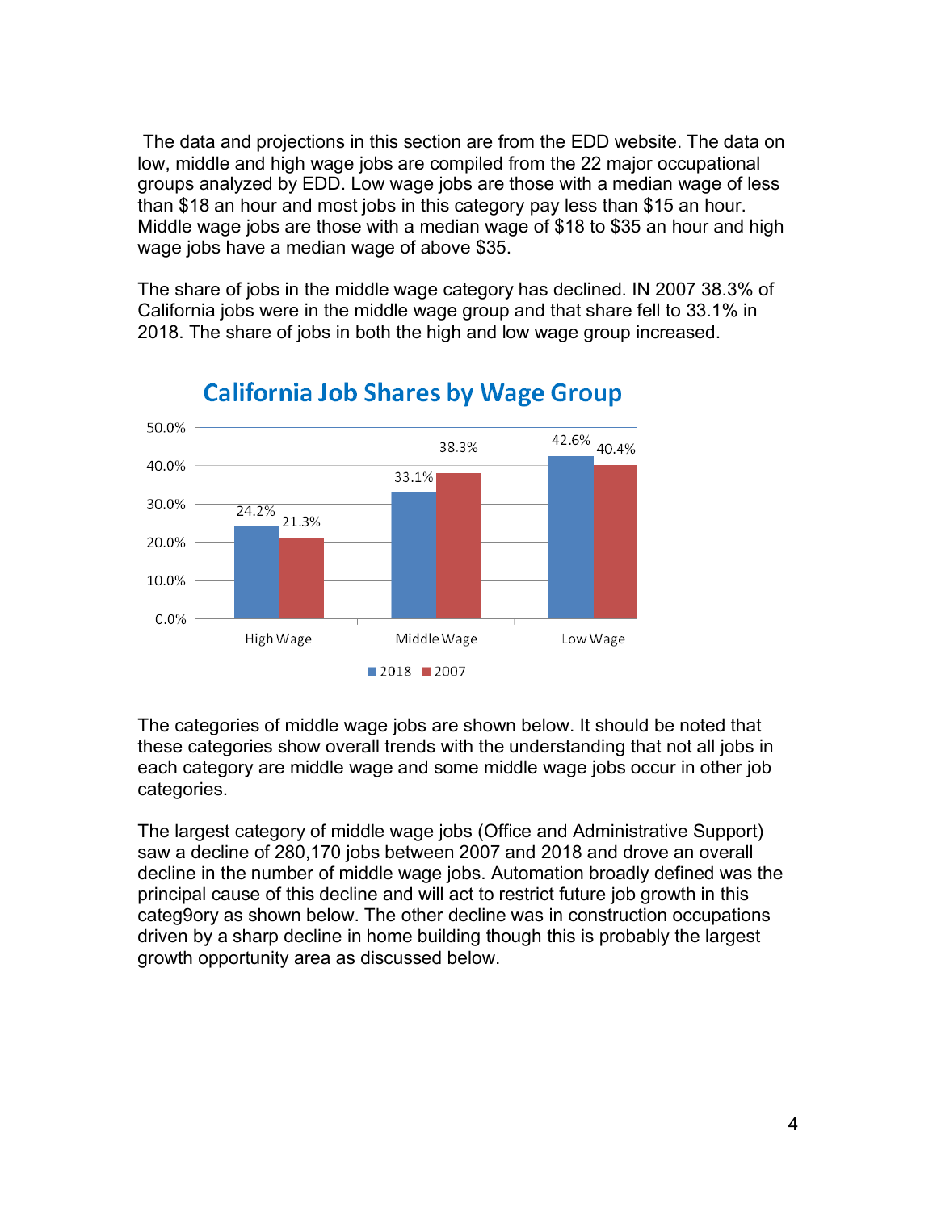The data and projections in this section are from the EDD website. The data on low, middle and high wage jobs are compiled from the 22 major occupational groups analyzed by EDD. Low wage jobs are those with a median wage of less than $18 an hour and most jobs in this category pay less than $15 an hour. Middle wage jobs are those with a median wage of $18 to $35 an hour and high wage jobs have a median wage of above $35.

The share of jobs in the middle wage category has declined. IN 2007 38.3% of California jobs were in the middle wage group and that share fell to 33.1% in 2018. The share of jobs in both the high and low wage group increased.

**California Job Shares by Wage Group**

| | High Wage | Middle Wage | Low Wage |
|---|---|---|---|
| 2018 | 24.2% | 33.1% | 42.6% |
| 2007 | 21.3% | 38.3% | 40.4% |

The categories of middle wage jobs are shown below. It should be noted that these categories show overall trends with the understanding that not all jobs in each category are middle wage and some middle wage jobs occur in other job categories.

The largest category of middle wage jobs (Office and Administrative Support) saw a decline of 280,170 jobs between 2007 and 2018 and drove an overall decline in the number of middle wage jobs. Automation broadly defined was the principal cause of this decline and will act to restrict future job growth in this categ9ory as shown below. The other decline was in construction occupations driven by a sharp decline in home building though this is probably the largest growth opportunity area as discussed below.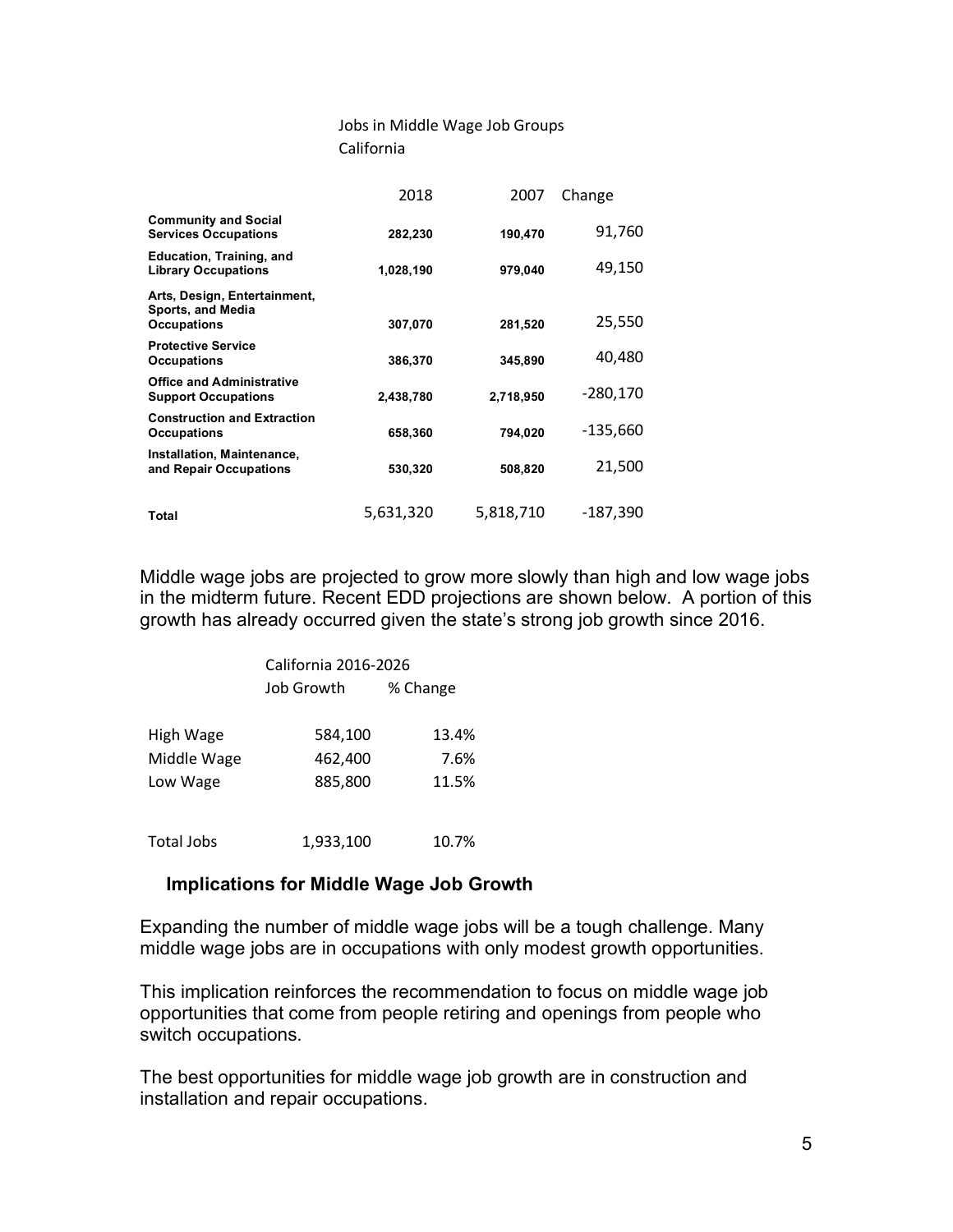Jobs in Middle Wage Job Groups
California

| | 2018 | 2007 | Change |
|---|---|---|---|
| **Community and Social Services Occupations** | **282,230** | **190,470** | 91,760 |
| **Education, Training, and Library Occupations** | **1,028,190** | **979,040** | 49,150 |
| **Arts, Design, Entertainment, Sports, and Media Occupations** | **307,070** | **281,520** | 25,550 |
| **Protective Service Occupations** | **386,370** | **345,890** | 40,480 |
| **Office and Administrative Support Occupations** | **2,438,780** | **2,718,950** | -280,170 |
| **Construction and Extraction Occupations** | **658,360** | **794,020** | -135,660 |
| **Installation, Maintenance, and Repair Occupations** | **530,320** | **508,820** | 21,500 |
| **Total** | 5,631,320 | 5,818,710 | -187,390 |

Middle wage jobs are projected to grow more slowly than high and low wage jobs in the midterm future. Recent EDD projections are shown below. A portion of this growth has already occurred given the state's strong job growth since 2016.

| | California 2016-2026 | |
|---|---|---|
| | Job Growth | % Change |
| High Wage | 584,100 | 13.4% |
| Middle Wage | 462,400 | 7.6% |
| Low Wage | 885,800 | 11.5% |
| Total Jobs | 1,933,100 | 10.7% |

### Implications for Middle Wage Job Growth

Expanding the number of middle wage jobs will be a tough challenge. Many middle wage jobs are in occupations with only modest growth opportunities.

This implication reinforces the recommendation to focus on middle wage job opportunities that come from people retiring and openings from people who switch occupations.

The best opportunities for middle wage job growth are in construction and installation and repair occupations.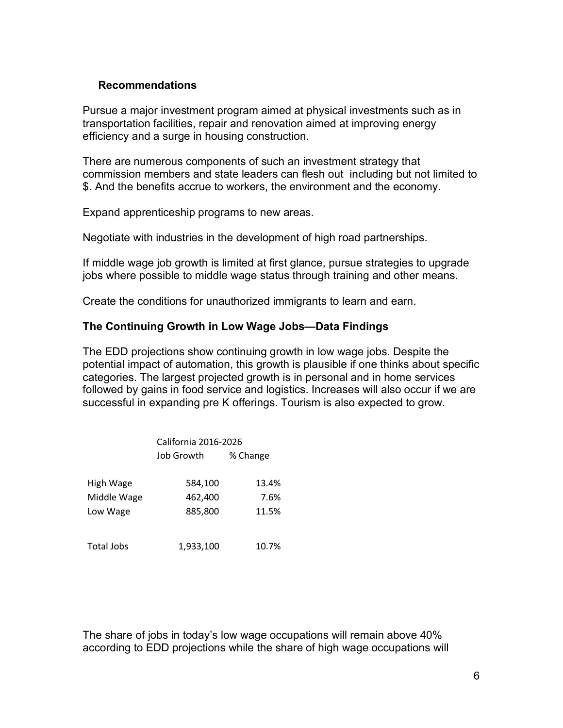### Recommendations

Pursue a major investment program aimed at physical investments such as in transportation facilities, repair and renovation aimed at improving energy efficiency and a surge in housing construction.

There are numerous components of such an investment strategy that commission members and state leaders can flesh out including but not limited to $. And the benefits accrue to workers, the environment and the economy.

Expand apprenticeship programs to new areas.

Negotiate with industries in the development of high road partnerships.

If middle wage job growth is limited at first glance, pursue strategies to upgrade jobs where possible to middle wage status through training and other means.

Create the conditions for unauthorized immigrants to learn and earn.

### The Continuing Growth in Low Wage Jobs—Data Findings

The EDD projections show continuing growth in low wage jobs. Despite the potential impact of automation, this growth is plausible if one thinks about specific categories. The largest projected growth is in personal and in home services followed by gains in food service and logistics. Increases will also occur if we are successful in expanding pre K offerings. Tourism is also expected to grow.

| | California 2016-2026 | |
|---|---|---|
| | Job Growth | % Change |
| High Wage | 584,100 | 13.4% |
| Middle Wage | 462,400 | 7.6% |
| Low Wage | 885,800 | 11.5% |
| Total Jobs | 1,933,100 | 10.7% |

The share of jobs in today's low wage occupations will remain above 40% according to EDD projections while the share of high wage occupations will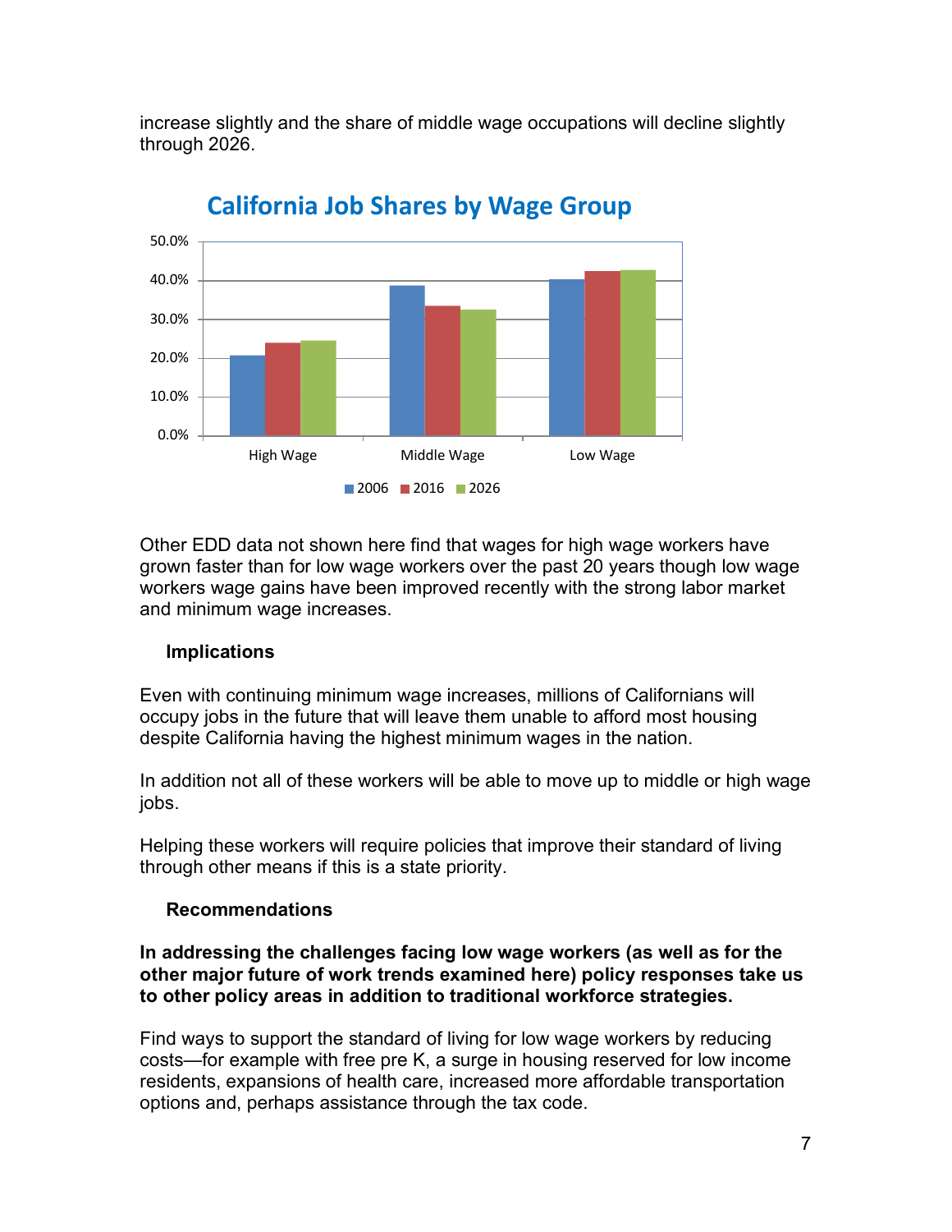increase slightly and the share of middle wage occupations will decline slightly through 2026.

Other EDD data not shown here find that wages for high wage workers have grown faster than for low wage workers over the past 20 years though low wage workers wage gains have been improved recently with the strong labor market and minimum wage increases.

### Implications

Even with continuing minimum wage increases, millions of Californians will occupy jobs in the future that will leave them unable to afford most housing despite California having the highest minimum wages in the nation.

In addition not all of these workers will be able to move up to middle or high wage jobs.

Helping these workers will require policies that improve their standard of living through other means if this is a state priority.

### Recommendations

**In addressing the challenges facing low wage workers (as well as for the other major future of work trends examined here) policy responses take us to other policy areas in addition to traditional workforce strategies.**

Find ways to support the standard of living for low wage workers by reducing costs—for example with free pre K, a surge in housing reserved for low income residents, expansions of health care, increased more affordable transportation options and, perhaps assistance through the tax code.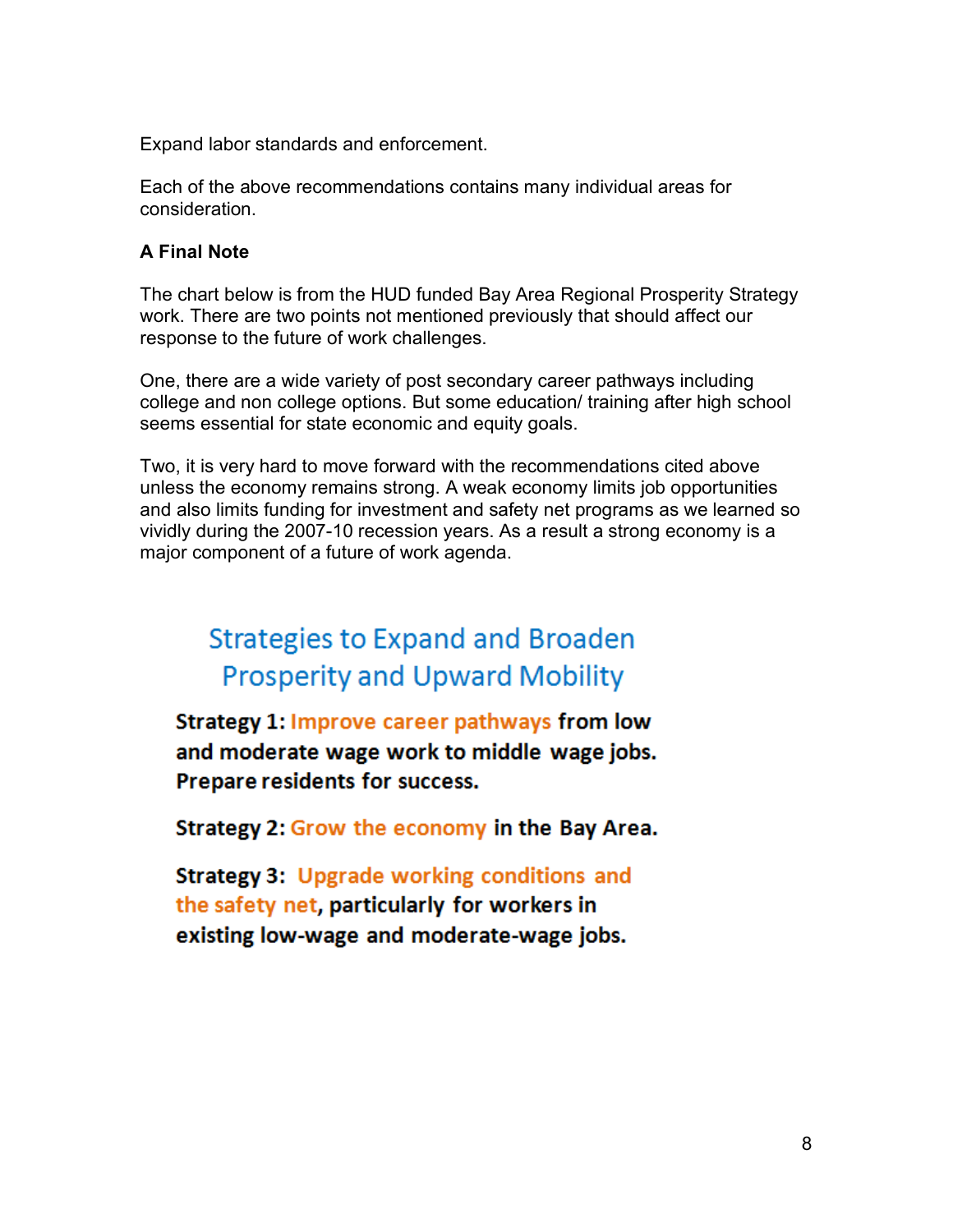Expand labor standards and enforcement.

Each of the above recommendations contains many individual areas for consideration.

**A Final Note**

The chart below is from the HUD funded Bay Area Regional Prosperity Strategy work. There are two points not mentioned previously that should affect our response to the future of work challenges.

One, there are a wide variety of post secondary career pathways including college and non college options. But some education/ training after high school seems essential for state economic and equity goals.

Two, it is very hard to move forward with the recommendations cited above unless the economy remains strong. A weak economy limits job opportunities and also limits funding for investment and safety net programs as we learned so vividly during the 2007-10 recession years. As a result a strong economy is a major component of a future of work agenda.

## Strategies to Expand and Broaden Prosperity and Upward Mobility

**Strategy 1: Improve career pathways from low and moderate wage work to middle wage jobs. Prepare residents for success.**

**Strategy 2: Grow the economy in the Bay Area.**

**Strategy 3: Upgrade working conditions and the safety net, particularly for workers in existing low-wage and moderate-wage jobs.**